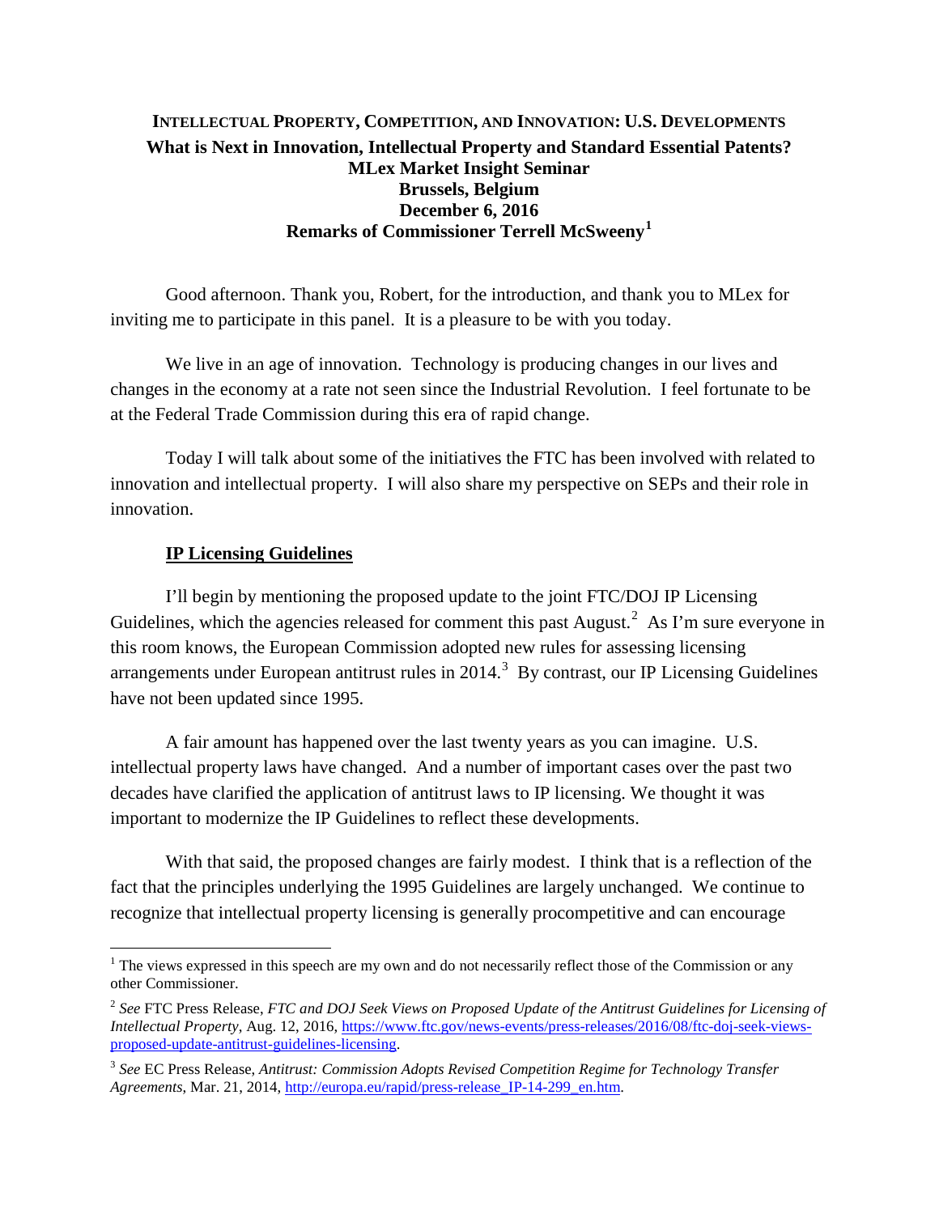**INTELLECTUAL PROPERTY, COMPETITION, AND INNOVATION: U.S. DEVELOPMENTS**

**What is Next in Innovation, Intellectual Property and Standard Essential Patents?**

**MLex Market Insight Seminar**

**Brussels, Belgium**

**December 6, 2016**

**Remarks of Commissioner Terrell McSweeny[1]**

Good afternoon. Thank you, Robert, for the introduction, and thank you to MLex for inviting me to participate in this panel. It is a pleasure to be with you today.

We live in an age of innovation. Technology is producing changes in our lives and changes in the economy at a rate not seen since the Industrial Revolution. I feel fortunate to be at the Federal Trade Commission during this era of rapid change.

Today I will talk about some of the initiatives the FTC has been involved with related to innovation and intellectual property. I will also share my perspective on SEPs and their role in innovation.

**IP Licensing Guidelines**

I'll begin by mentioning the proposed update to the joint FTC/DOJ IP Licensing Guidelines, which the agencies released for comment this past August.[2] As I'm sure everyone in this room knows, the European Commission adopted new rules for assessing licensing arrangements under European antitrust rules in 2014.[3] By contrast, our IP Licensing Guidelines have not been updated since 1995.

A fair amount has happened over the last twenty years as you can imagine. U.S. intellectual property laws have changed. And a number of important cases over the past two decades have clarified the application of antitrust laws to IP licensing. We thought it was important to modernize the IP Guidelines to reflect these developments.

With that said, the proposed changes are fairly modest. I think that is a reflection of the fact that the principles underlying the 1995 Guidelines are largely unchanged. We continue to recognize that intellectual property licensing is generally procompetitive and can encourage

---

[1] The views expressed in this speech are my own and do not necessarily reflect those of the Commission or any other Commissioner.

[2] *See* FTC Press Release, *FTC and DOJ Seek Views on Proposed Update of the Antitrust Guidelines for Licensing of Intellectual Property*, Aug. 12, 2016, https://www.ftc.gov/news-events/press-releases/2016/08/ftc-doj-seek-views-proposed-update-antitrust-guidelines-licensing.

[3] *See* EC Press Release, *Antitrust: Commission Adopts Revised Competition Regime for Technology Transfer Agreements*, Mar. 21, 2014, http://europa.eu/rapid/press-release_IP-14-299_en.htm.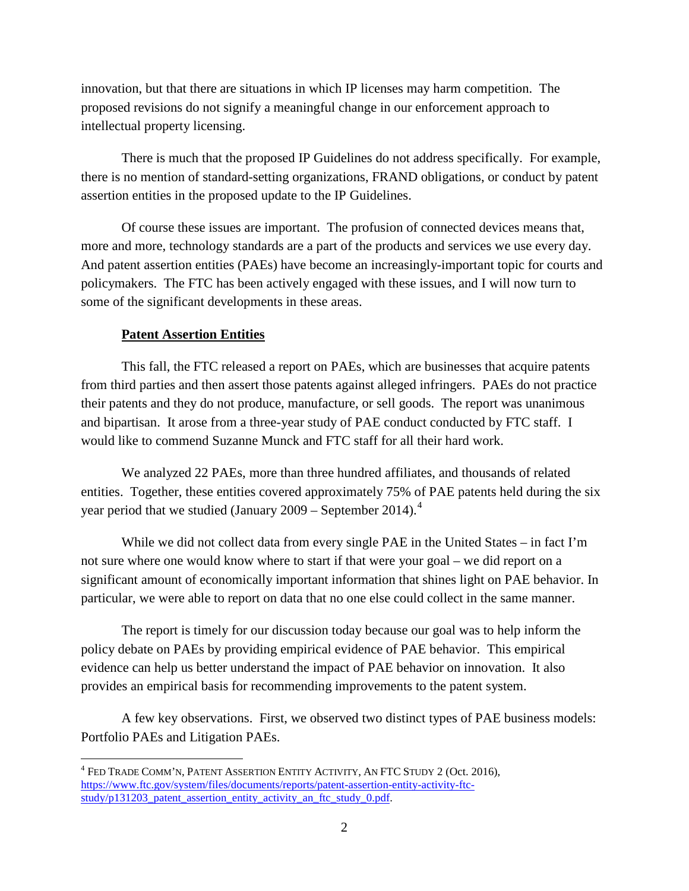innovation, but that there are situations in which IP licenses may harm competition. The proposed revisions do not signify a meaningful change in our enforcement approach to intellectual property licensing.

There is much that the proposed IP Guidelines do not address specifically. For example, there is no mention of standard-setting organizations, FRAND obligations, or conduct by patent assertion entities in the proposed update to the IP Guidelines.

Of course these issues are important. The profusion of connected devices means that, more and more, technology standards are a part of the products and services we use every day. And patent assertion entities (PAEs) have become an increasingly-important topic for courts and policymakers. The FTC has been actively engaged with these issues, and I will now turn to some of the significant developments in these areas.

**Patent Assertion Entities**

This fall, the FTC released a report on PAEs, which are businesses that acquire patents from third parties and then assert those patents against alleged infringers. PAEs do not practice their patents and they do not produce, manufacture, or sell goods. The report was unanimous and bipartisan. It arose from a three-year study of PAE conduct conducted by FTC staff. I would like to commend Suzanne Munck and FTC staff for all their hard work.

We analyzed 22 PAEs, more than three hundred affiliates, and thousands of related entities. Together, these entities covered approximately 75% of PAE patents held during the six year period that we studied (January 2009 – September 2014).[4]

While we did not collect data from every single PAE in the United States – in fact I'm not sure where one would know where to start if that were your goal – we did report on a significant amount of economically important information that shines light on PAE behavior. In particular, we were able to report on data that no one else could collect in the same manner.

The report is timely for our discussion today because our goal was to help inform the policy debate on PAEs by providing empirical evidence of PAE behavior. This empirical evidence can help us better understand the impact of PAE behavior on innovation. It also provides an empirical basis for recommending improvements to the patent system.

A few key observations. First, we observed two distinct types of PAE business models: Portfolio PAEs and Litigation PAEs.

---

[4] FED TRADE COMM'N, PATENT ASSERTION ENTITY ACTIVITY, AN FTC STUDY 2 (Oct. 2016), https://www.ftc.gov/system/files/documents/reports/patent-assertion-entity-activity-ftc-study/p131203_patent_assertion_entity_activity_an_ftc_study_0.pdf.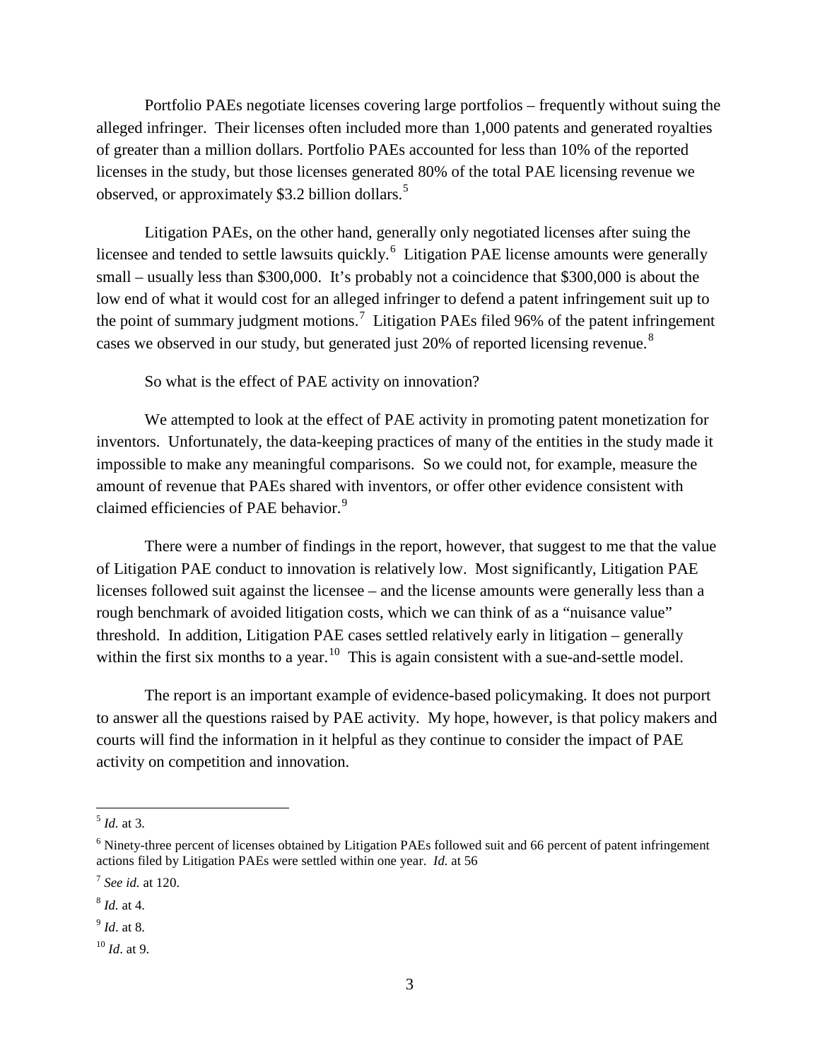Portfolio PAEs negotiate licenses covering large portfolios – frequently without suing the alleged infringer. Their licenses often included more than 1,000 patents and generated royalties of greater than a million dollars. Portfolio PAEs accounted for less than 10% of the reported licenses in the study, but those licenses generated 80% of the total PAE licensing revenue we observed, or approximately $3.2 billion dollars.[5]

Litigation PAEs, on the other hand, generally only negotiated licenses after suing the licensee and tended to settle lawsuits quickly.[6] Litigation PAE license amounts were generally small – usually less than $300,000. It's probably not a coincidence that $300,000 is about the low end of what it would cost for an alleged infringer to defend a patent infringement suit up to the point of summary judgment motions.[7] Litigation PAEs filed 96% of the patent infringement cases we observed in our study, but generated just 20% of reported licensing revenue.[8]

So what is the effect of PAE activity on innovation?

We attempted to look at the effect of PAE activity in promoting patent monetization for inventors. Unfortunately, the data-keeping practices of many of the entities in the study made it impossible to make any meaningful comparisons. So we could not, for example, measure the amount of revenue that PAEs shared with inventors, or offer other evidence consistent with claimed efficiencies of PAE behavior.[9]

There were a number of findings in the report, however, that suggest to me that the value of Litigation PAE conduct to innovation is relatively low. Most significantly, Litigation PAE licenses followed suit against the licensee – and the license amounts were generally less than a rough benchmark of avoided litigation costs, which we can think of as a "nuisance value" threshold. In addition, Litigation PAE cases settled relatively early in litigation – generally within the first six months to a year.[10] This is again consistent with a sue-and-settle model.

The report is an important example of evidence-based policymaking. It does not purport to answer all the questions raised by PAE activity. My hope, however, is that policy makers and courts will find the information in it helpful as they continue to consider the impact of PAE activity on competition and innovation.

---

[5] *Id.* at 3.

[6] Ninety-three percent of licenses obtained by Litigation PAEs followed suit and 66 percent of patent infringement actions filed by Litigation PAEs were settled within one year. *Id.* at 56

[7] *See id.* at 120.

[8] *Id.* at 4.

[9] *Id*. at 8.

[10] *Id*. at 9.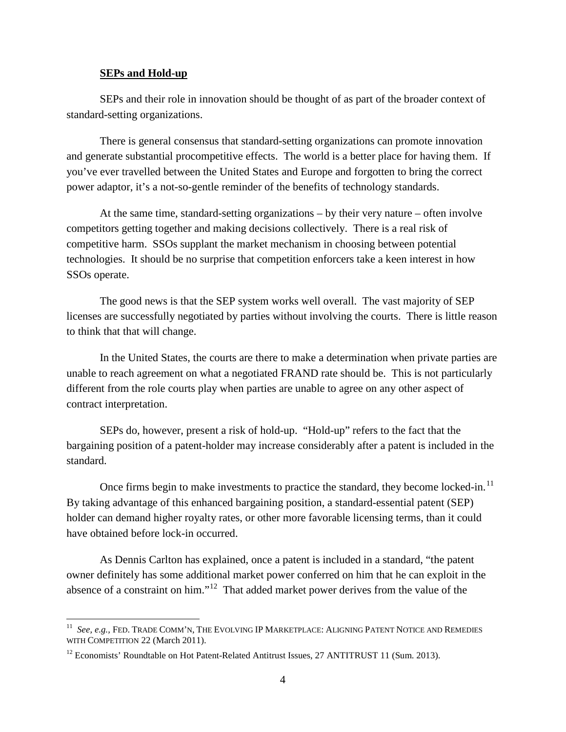**SEPs and Hold-up**

SEPs and their role in innovation should be thought of as part of the broader context of standard-setting organizations.

There is general consensus that standard-setting organizations can promote innovation and generate substantial procompetitive effects. The world is a better place for having them. If you've ever travelled between the United States and Europe and forgotten to bring the correct power adaptor, it's a not-so-gentle reminder of the benefits of technology standards.

At the same time, standard-setting organizations – by their very nature – often involve competitors getting together and making decisions collectively. There is a real risk of competitive harm. SSOs supplant the market mechanism in choosing between potential technologies. It should be no surprise that competition enforcers take a keen interest in how SSOs operate.

The good news is that the SEP system works well overall. The vast majority of SEP licenses are successfully negotiated by parties without involving the courts. There is little reason to think that that will change.

In the United States, the courts are there to make a determination when private parties are unable to reach agreement on what a negotiated FRAND rate should be. This is not particularly different from the role courts play when parties are unable to agree on any other aspect of contract interpretation.

SEPs do, however, present a risk of hold-up. "Hold-up" refers to the fact that the bargaining position of a patent-holder may increase considerably after a patent is included in the standard.

Once firms begin to make investments to practice the standard, they become locked-in.[11] By taking advantage of this enhanced bargaining position, a standard-essential patent (SEP) holder can demand higher royalty rates, or other more favorable licensing terms, than it could have obtained before lock-in occurred.

As Dennis Carlton has explained, once a patent is included in a standard, "the patent owner definitely has some additional market power conferred on him that he can exploit in the absence of a constraint on him."[12] That added market power derives from the value of the

---

[11] *See, e.g.,* FED. TRADE COMM'N, THE EVOLVING IP MARKETPLACE: ALIGNING PATENT NOTICE AND REMEDIES WITH COMPETITION 22 (March 2011).

[12] Economists' Roundtable on Hot Patent-Related Antitrust Issues, 27 ANTITRUST 11 (Sum. 2013).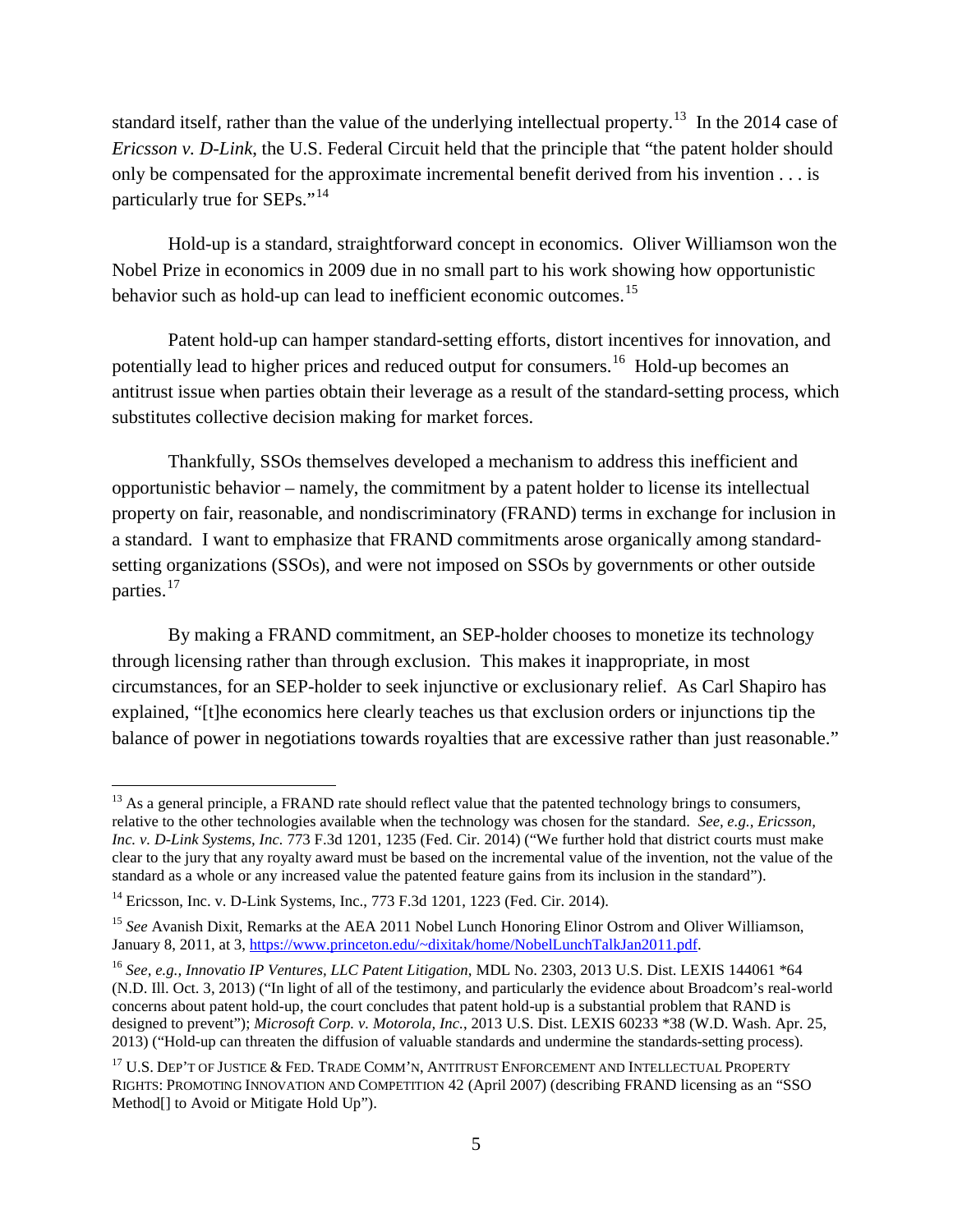standard itself, rather than the value of the underlying intellectual property.[13] In the 2014 case of *Ericsson v. D-Link*, the U.S. Federal Circuit held that the principle that "the patent holder should only be compensated for the approximate incremental benefit derived from his invention . . . is particularly true for SEPs."[14]

Hold-up is a standard, straightforward concept in economics. Oliver Williamson won the Nobel Prize in economics in 2009 due in no small part to his work showing how opportunistic behavior such as hold-up can lead to inefficient economic outcomes.[15]

Patent hold-up can hamper standard-setting efforts, distort incentives for innovation, and potentially lead to higher prices and reduced output for consumers.[16] Hold-up becomes an antitrust issue when parties obtain their leverage as a result of the standard-setting process, which substitutes collective decision making for market forces.

Thankfully, SSOs themselves developed a mechanism to address this inefficient and opportunistic behavior – namely, the commitment by a patent holder to license its intellectual property on fair, reasonable, and nondiscriminatory (FRAND) terms in exchange for inclusion in a standard. I want to emphasize that FRAND commitments arose organically among standard-setting organizations (SSOs), and were not imposed on SSOs by governments or other outside parties.[17]

By making a FRAND commitment, an SEP-holder chooses to monetize its technology through licensing rather than through exclusion. This makes it inappropriate, in most circumstances, for an SEP-holder to seek injunctive or exclusionary relief. As Carl Shapiro has explained, "[t]he economics here clearly teaches us that exclusion orders or injunctions tip the balance of power in negotiations towards royalties that are excessive rather than just reasonable."

---

[13] As a general principle, a FRAND rate should reflect value that the patented technology brings to consumers, relative to the other technologies available when the technology was chosen for the standard. *See, e.g., Ericsson, Inc. v. D-Link Systems, Inc.* 773 F.3d 1201, 1235 (Fed. Cir. 2014) ("We further hold that district courts must make clear to the jury that any royalty award must be based on the incremental value of the invention, not the value of the standard as a whole or any increased value the patented feature gains from its inclusion in the standard").

[14] Ericsson, Inc. v. D-Link Systems, Inc., 773 F.3d 1201, 1223 (Fed. Cir. 2014).

[15] *See* Avanish Dixit, Remarks at the AEA 2011 Nobel Lunch Honoring Elinor Ostrom and Oliver Williamson, January 8, 2011, at 3, https://www.princeton.edu/~dixitak/home/NobelLunchTalkJan2011.pdf.

[16] *See, e.g., Innovatio IP Ventures, LLC Patent Litigation*, MDL No. 2303, 2013 U.S. Dist. LEXIS 144061 *64 (N.D. Ill. Oct. 3, 2013) ("In light of all of the testimony, and particularly the evidence about Broadcom's real-world concerns about patent hold-up, the court concludes that patent hold-up is a substantial problem that RAND is designed to prevent"); *Microsoft Corp. v. Motorola, Inc.*, 2013 U.S. Dist. LEXIS 60233 *38 (W.D. Wash. Apr. 25, 2013) ("Hold-up can threaten the diffusion of valuable standards and undermine the standards-setting process).

[17] U.S. Dep't of Justice & Fed. Trade Comm'n, Antitrust Enforcement and Intellectual Property Rights: Promoting Innovation and Competition 42 (April 2007) (describing FRAND licensing as an "SSO Method[] to Avoid or Mitigate Hold Up").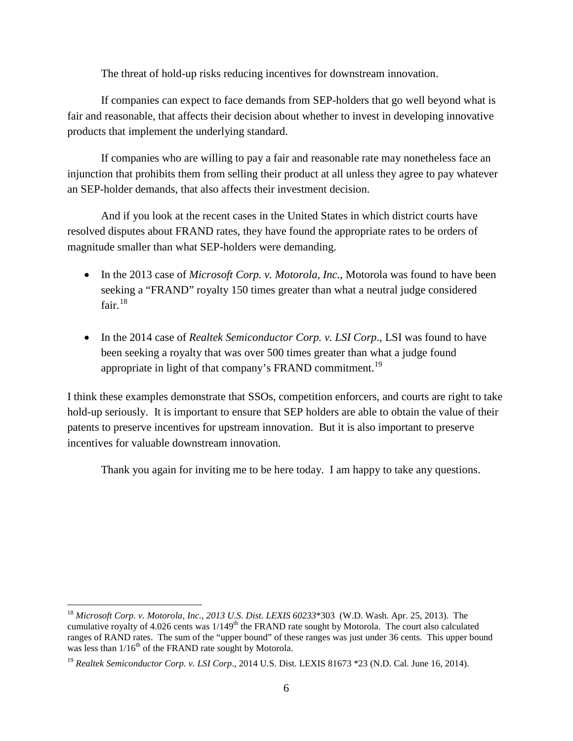The threat of hold-up risks reducing incentives for downstream innovation.

If companies can expect to face demands from SEP-holders that go well beyond what is fair and reasonable, that affects their decision about whether to invest in developing innovative products that implement the underlying standard.

If companies who are willing to pay a fair and reasonable rate may nonetheless face an injunction that prohibits them from selling their product at all unless they agree to pay whatever an SEP-holder demands, that also affects their investment decision.

And if you look at the recent cases in the United States in which district courts have resolved disputes about FRAND rates, they have found the appropriate rates to be orders of magnitude smaller than what SEP-holders were demanding.

- In the 2013 case of *Microsoft Corp. v. Motorola, Inc.*, Motorola was found to have been seeking a "FRAND" royalty 150 times greater than what a neutral judge considered fair.[18]

- In the 2014 case of *Realtek Semiconductor Corp. v. LSI Corp*., LSI was found to have been seeking a royalty that was over 500 times greater than what a judge found appropriate in light of that company's FRAND commitment.[19]

I think these examples demonstrate that SSOs, competition enforcers, and courts are right to take hold-up seriously. It is important to ensure that SEP holders are able to obtain the value of their patents to preserve incentives for upstream innovation. But it is also important to preserve incentives for valuable downstream innovation.

Thank you again for inviting me to be here today. I am happy to take any questions.

---

[18] *Microsoft Corp. v. Motorola, Inc., 2013 U.S. Dist. LEXIS 60233*\*303 (W.D. Wash. Apr. 25, 2013). The cumulative royalty of 4.026 cents was 1/149th the FRAND rate sought by Motorola. The court also calculated ranges of RAND rates. The sum of the "upper bound" of these ranges was just under 36 cents. This upper bound was less than 1/16th of the FRAND rate sought by Motorola.

[19] *Realtek Semiconductor Corp. v. LSI Corp*., 2014 U.S. Dist. LEXIS 81673 \*23 (N.D. Cal. June 16, 2014).